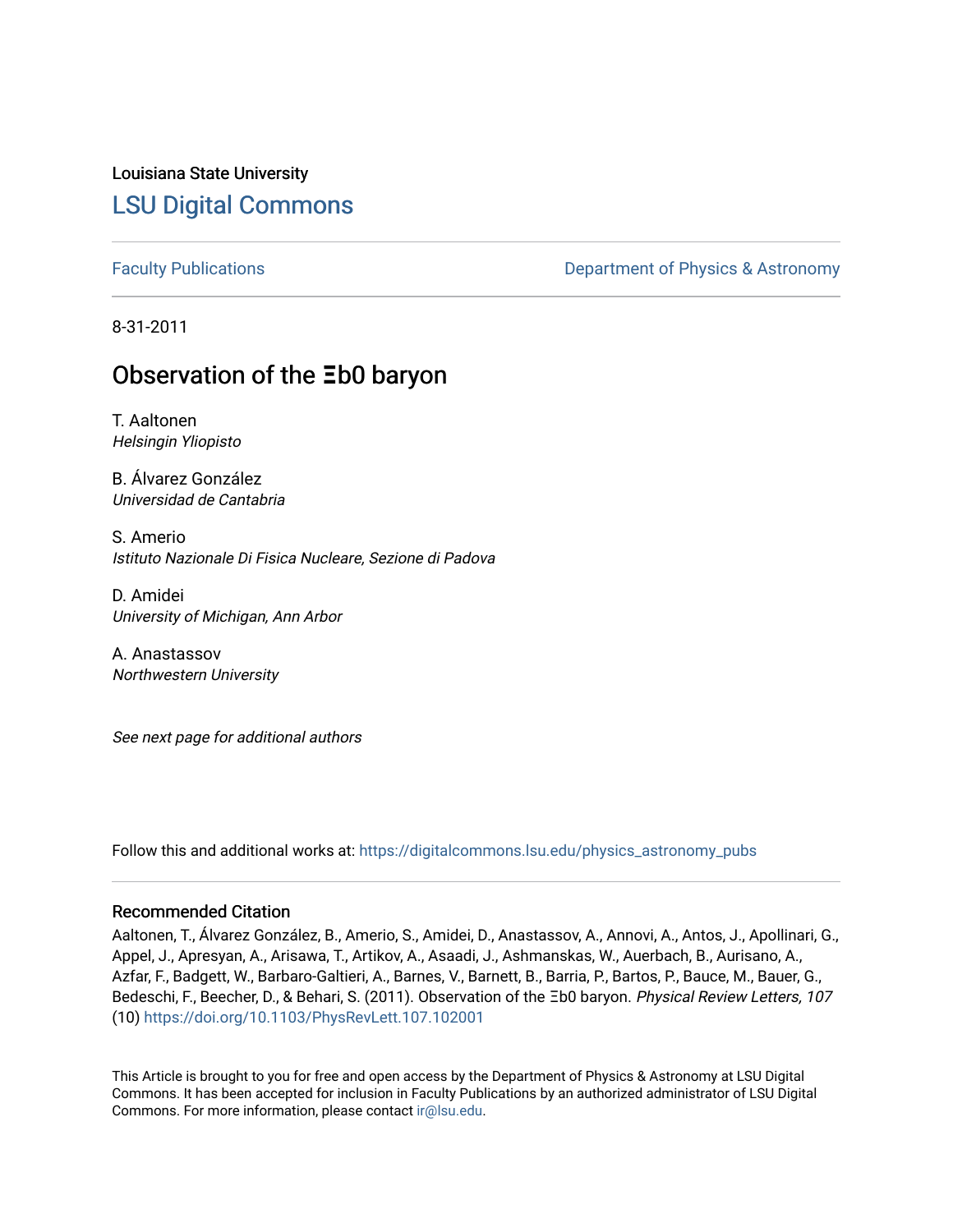Louisiana State University

# LSU Digital Commons

Faculty Publications

Department of Physics & Astronomy

8-31-2011

## Observation of the Ξb0 baryon

T. Aaltonen
*Helsingin Yliopisto*

B. Álvarez González
*Universidad de Cantabria*

S. Amerio
*Istituto Nazionale Di Fisica Nucleare, Sezione di Padova*

D. Amidei
*University of Michigan, Ann Arbor*

A. Anastassov
*Northwestern University*

*See next page for additional authors*

Follow this and additional works at: https://digitalcommons.lsu.edu/physics_astronomy_pubs

### Recommended Citation

Aaltonen, T., Álvarez González, B., Amerio, S., Amidei, D., Anastassov, A., Annovi, A., Antos, J., Apollinari, G., Appel, J., Apresyan, A., Arisawa, T., Artikov, A., Asaadi, J., Ashmanskas, W., Auerbach, B., Aurisano, A., Azfar, F., Badgett, W., Barbaro-Galtieri, A., Barnes, V., Barnett, B., Barria, P., Bartos, P., Bauce, M., Bauer, G., Bedeschi, F., Beecher, D., & Behari, S. (2011). Observation of the Ξb0 baryon. *Physical Review Letters, 107* (10) https://doi.org/10.1103/PhysRevLett.107.102001

This Article is brought to you for free and open access by the Department of Physics & Astronomy at LSU Digital Commons. It has been accepted for inclusion in Faculty Publications by an authorized administrator of LSU Digital Commons. For more information, please contact ir@lsu.edu.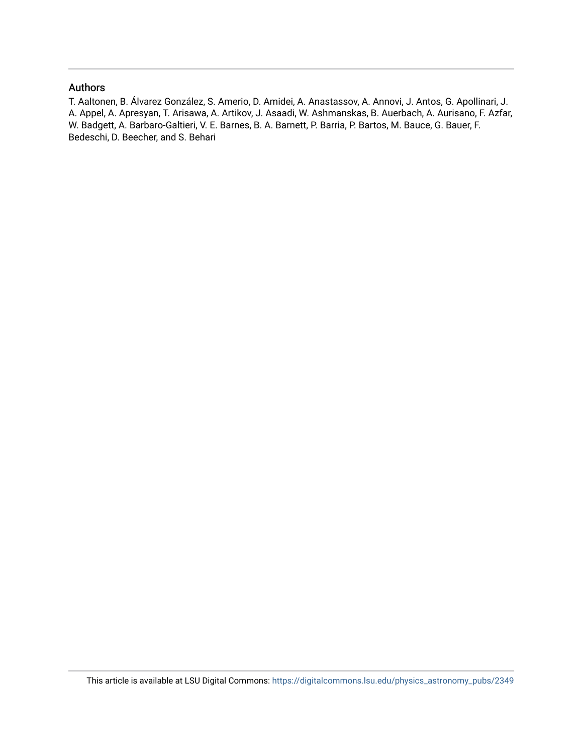## Authors

T. Aaltonen, B. Álvarez González, S. Amerio, D. Amidei, A. Anastassov, A. Annovi, J. Antos, G. Apollinari, J. A. Appel, A. Apresyan, T. Arisawa, A. Artikov, J. Asaadi, W. Ashmanskas, B. Auerbach, A. Aurisano, F. Azfar, W. Badgett, A. Barbaro-Galtieri, V. E. Barnes, B. A. Barnett, P. Barria, P. Bartos, M. Bauce, G. Bauer, F. Bedeschi, D. Beecher, and S. Behari

This article is available at LSU Digital Commons: https://digitalcommons.lsu.edu/physics_astronomy_pubs/2349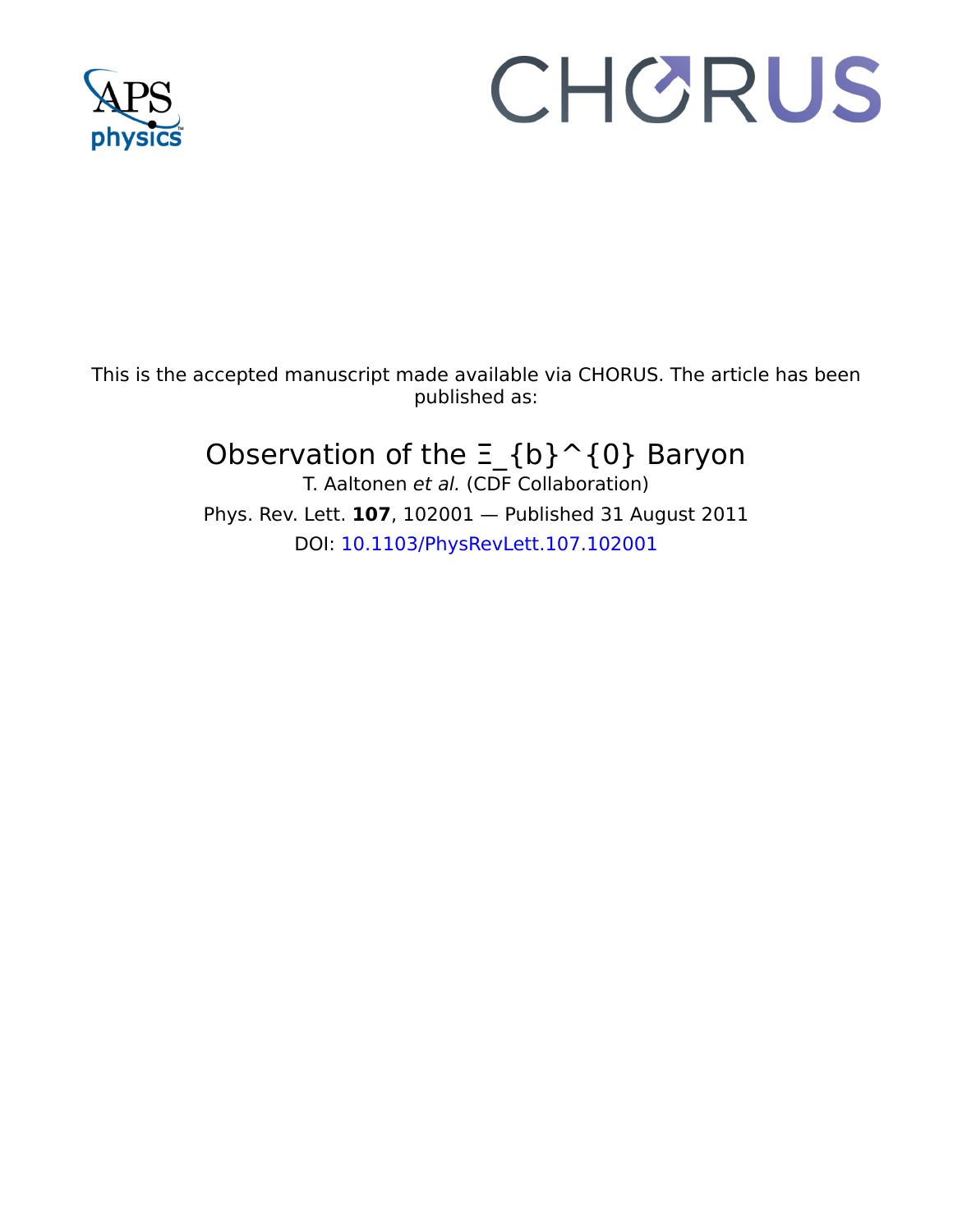This is the accepted manuscript made available via CHORUS. The article has been published as:

# Observation of the Ξ_{b}^{0} Baryon

T. Aaltonen *et al.* (CDF Collaboration)

Phys. Rev. Lett. **107**, 102001 — Published 31 August 2011

DOI: 10.1103/PhysRevLett.107.102001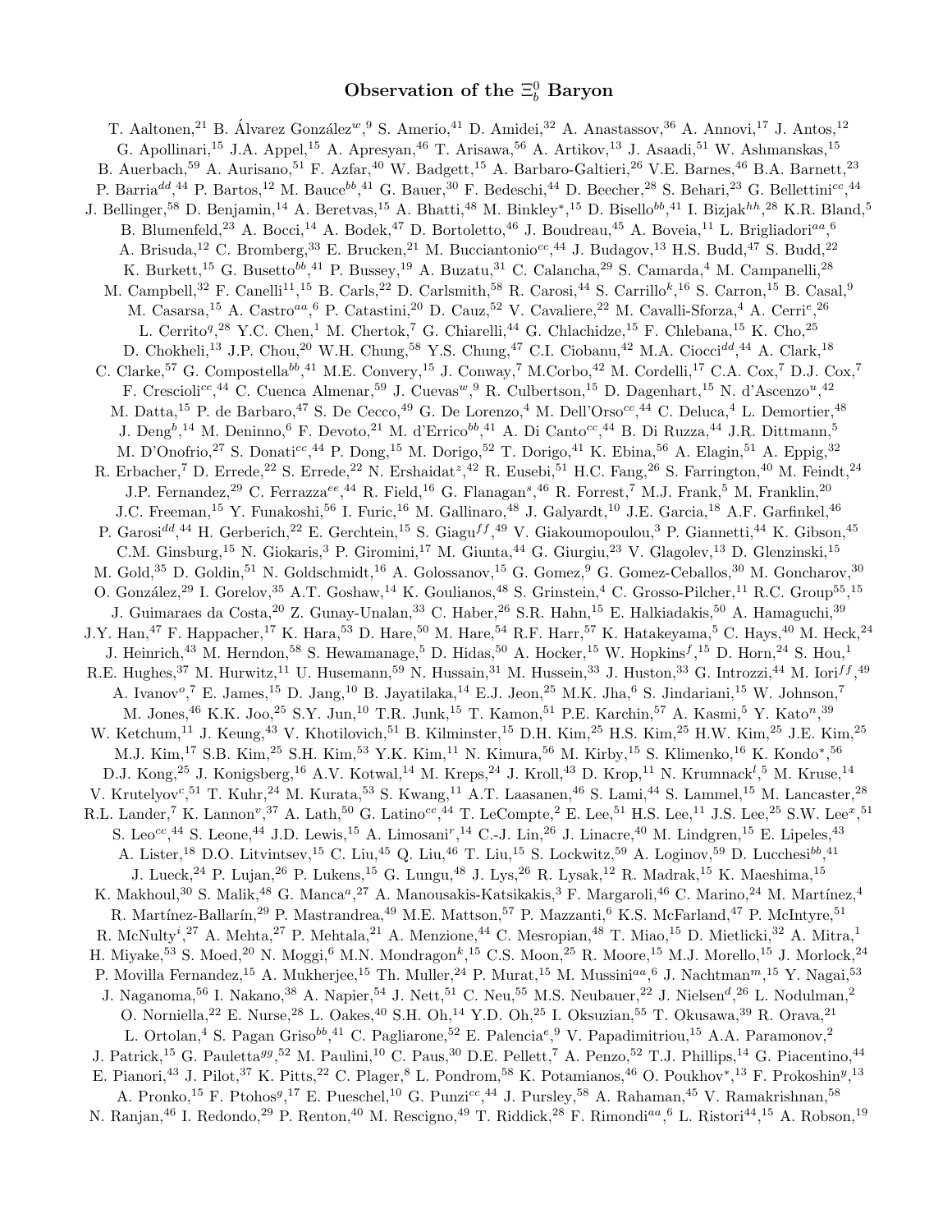# Observation of the $\Xi_b^0$ Baryon

T. Aaltonen,[21] B. Álvarez González[w],[9] S. Amerio,[41] D. Amidei,[32] A. Anastassov,[36] A. Annovi,[17] J. Antos,[12] G. Apollinari,[15] J.A. Appel,[15] A. Apresyan,[46] T. Arisawa,[56] A. Artikov,[13] J. Asaadi,[51] W. Ashmanskas,[15] B. Auerbach,[59] A. Aurisano,[51] F. Azfar,[40] W. Badgett,[15] A. Barbaro-Galtieri,[26] V.E. Barnes,[46] B.A. Barnett,[23] P. Barria[dd],[44] P. Bartos,[12] M. Bauce[bb],[41] G. Bauer,[30] F. Bedeschi,[44] D. Beecher,[28] S. Behari,[23] G. Bellettini[cc],[44] J. Bellinger,[58] D. Benjamin,[14] A. Beretvas,[15] A. Bhatti,[48] M. Binkley[*],[15] D. Bisello[bb],[41] I. Bizjak[hh],[28] K.R. Bland,[5] B. Blumenfeld,[23] A. Bocci,[14] A. Bodek,[47] D. Bortoletto,[46] J. Boudreau,[45] A. Boveia,[11] L. Brigliadori[aa],[6] A. Brisuda,[12] C. Bromberg,[33] E. Brucken,[21] M. Bucciantonio[cc],[44] J. Budagov,[13] H.S. Budd,[47] S. Budd,[22] K. Burkett,[15] G. Busetto[bb],[41] P. Bussey,[19] A. Buzatu,[31] C. Calancha,[29] S. Camarda,[4] M. Campanelli,[28] M. Campbell,[32] F. Canelli[11],[15] B. Carls,[22] D. Carlsmith,[58] R. Carosi,[44] S. Carrillo[k],[16] S. Carron,[15] B. Casal,[9] M. Casarsa,[15] A. Castro[aa],[6] P. Catastini,[20] D. Cauz,[52] V. Cavaliere,[22] M. Cavalli-Sforza,[4] A. Cerri[e],[26] L. Cerrito[q],[28] Y.C. Chen,[1] M. Chertok,[7] G. Chiarelli,[44] G. Chlachidze,[15] F. Chlebana,[15] K. Cho,[25] D. Chokheli,[13] J.P. Chou,[20] W.H. Chung,[58] Y.S. Chung,[47] C.I. Ciobanu,[42] M.A. Ciocci[dd],[44] A. Clark,[18] C. Clarke,[57] G. Compostella[bb],[41] M.E. Convery,[15] J. Conway,[7] M.Corbo,[42] M. Cordelli,[17] C.A. Cox,[7] D.J. Cox,[7] F. Crescioli[cc],[44] C. Cuenca Almenar,[59] J. Cuevas[w],[9] R. Culbertson,[15] D. Dagenhart,[15] N. d'Ascenzo[u],[42] M. Datta,[15] P. de Barbaro,[47] S. De Cecco,[49] G. De Lorenzo,[4] M. Dell'Orso[cc],[44] C. Deluca,[4] L. Demortier,[48] J. Deng[b],[14] M. Deninno,[6] F. Devoto,[21] M. d'Errico[bb],[41] A. Di Canto[cc],[44] B. Di Ruzza,[44] J.R. Dittmann,[5] M. D'Onofrio,[27] S. Donati[cc],[44] P. Dong,[15] M. Dorigo,[52] T. Dorigo,[41] K. Ebina,[56] A. Elagin,[51] A. Eppig,[32] R. Erbacher,[7] D. Errede,[22] S. Errede,[22] N. Ershaidat[z],[42] R. Eusebi,[51] H.C. Fang,[26] S. Farrington,[40] M. Feindt,[24] J.P. Fernandez,[29] C. Ferrazza[ee],[44] R. Field,[16] G. Flanagan[s],[46] R. Forrest,[7] M.J. Frank,[5] M. Franklin,[20] J.C. Freeman,[15] Y. Funakoshi,[56] I. Furic,[16] M. Gallinaro,[48] J. Galyardt,[10] J.E. Garcia,[18] A.F. Garfinkel,[46] P. Garosi[dd],[44] H. Gerberich,[22] E. Gerchtein,[15] S. Giagu[ff],[49] V. Giakoumopoulou,[3] P. Giannetti,[44] K. Gibson,[45] C.M. Ginsburg,[15] N. Giokaris,[3] P. Giromini,[17] M. Giunta,[44] G. Giurgiu,[23] V. Glagolev,[13] D. Glenzinski,[15] M. Gold,[35] D. Goldin,[51] N. Goldschmidt,[16] A. Golossanov,[15] G. Gomez,[9] G. Gomez-Ceballos,[30] M. Goncharov,[30] O. González,[29] I. Gorelov,[35] A.T. Goshaw,[14] K. Goulianos,[48] S. Grinstein,[4] C. Grosso-Pilcher,[11] R.C. Group[55],[15] J. Guimaraes da Costa,[20] Z. Gunay-Unalan,[33] C. Haber,[26] S.R. Hahn,[15] E. Halkiadakis,[50] A. Hamaguchi,[39] J.Y. Han,[47] F. Happacher,[17] K. Hara,[53] D. Hare,[50] M. Hare,[54] R.F. Harr,[57] K. Hatakeyama,[5] C. Hays,[40] M. Heck,[24] J. Heinrich,[43] M. Herndon,[58] S. Hewamanage,[5] D. Hidas,[50] A. Hocker,[15] W. Hopkins[f],[15] D. Horn,[24] S. Hou,[1] R.E. Hughes,[37] M. Hurwitz,[11] U. Husemann,[59] N. Hussain,[31] M. Hussein,[33] J. Huston,[33] G. Introzzi,[44] M. Iori[ff],[49] A. Ivanov[o],[7] E. James,[15] D. Jang,[10] B. Jayatilaka,[14] E.J. Jeon,[25] M.K. Jha,[6] S. Jindariani,[15] W. Johnson,[7] M. Jones,[46] K.K. Joo,[25] S.Y. Jun,[10] T.R. Junk,[15] T. Kamon,[51] P.E. Karchin,[57] A. Kasmi,[5] Y. Kato[n],[39] W. Ketchum,[11] J. Keung,[43] V. Khotilovich,[51] B. Kilminster,[15] D.H. Kim,[25] H.S. Kim,[25] H.W. Kim,[25] J.E. Kim,[25] M.J. Kim,[17] S.B. Kim,[25] S.H. Kim,[53] Y.K. Kim,[11] N. Kimura,[56] M. Kirby,[15] S. Klimenko,[16] K. Kondo[*],[56] D.J. Kong,[25] J. Konigsberg,[16] A.V. Kotwal,[14] M. Kreps,[24] J. Kroll,[43] D. Krop,[11] N. Krumnack[l],[5] M. Kruse,[14] V. Krutelyov[c],[51] T. Kuhr,[24] M. Kurata,[53] S. Kwang,[11] A.T. Laasanen,[46] S. Lami,[44] S. Lammel,[15] M. Lancaster,[28] R.L. Lander,[7] K. Lannon[v],[37] A. Lath,[50] G. Latino[cc],[44] T. LeCompte,[2] E. Lee,[51] H.S. Lee,[11] J.S. Lee,[25] S.W. Lee[x],[51] S. Leo[cc],[44] S. Leone,[44] J.D. Lewis,[15] A. Limosani[r],[14] C.-J. Lin,[26] J. Linacre,[40] M. Lindgren,[15] E. Lipeles,[43] A. Lister,[18] D.O. Litvintsev,[15] C. Liu,[45] Q. Liu,[46] T. Liu,[15] S. Lockwitz,[59] A. Loginov,[59] D. Lucchesi[bb],[41] J. Lueck,[24] P. Lujan,[26] P. Lukens,[15] G. Lungu,[48] J. Lys,[26] R. Lysak,[12] R. Madrak,[15] K. Maeshima,[15] K. Makhoul,[30] S. Malik,[48] G. Manca[a],[27] A. Manousakis-Katsikakis,[3] F. Margaroli,[46] C. Marino,[24] M. Martínez,[4] R. Martínez-Ballarín,[29] P. Mastrandrea,[49] M.E. Mattson,[57] P. Mazzanti,[6] K.S. McFarland,[47] P. McIntyre,[51] R. McNulty[i],[27] A. Mehta,[27] P. Mehtala,[21] A. Menzione,[44] C. Mesropian,[48] T. Miao,[15] D. Mietlicki,[32] A. Mitra,[1] H. Miyake,[53] S. Moed,[20] N. Moggi,[6] M.N. Mondragon[k],[15] C.S. Moon,[25] R. Moore,[15] M.J. Morello,[15] J. Morlock,[24] P. Movilla Fernandez,[15] A. Mukherjee,[15] Th. Muller,[24] P. Murat,[15] M. Mussini[aa],[6] J. Nachtman[m],[15] Y. Nagai,[53] J. Naganoma,[56] I. Nakano,[38] A. Napier,[54] J. Nett,[51] C. Neu,[55] M.S. Neubauer,[22] J. Nielsen[d],[26] L. Nodulman,[2] O. Norniella,[22] E. Nurse,[28] L. Oakes,[40] S.H. Oh,[14] Y.D. Oh,[25] I. Oksuzian,[55] T. Okusawa,[39] R. Orava,[21] L. Ortolan,[4] S. Pagan Griso[bb],[41] C. Pagliarone,[52] E. Palencia[e],[9] V. Papadimitriou,[15] A.A. Paramonov,[2] J. Patrick,[15] G. Pauletta[gg],[52] M. Paulini,[10] C. Paus,[30] D.E. Pellett,[7] A. Penzo,[52] T.J. Phillips,[14] G. Piacentino,[44] E. Pianori,[43] J. Pilot,[37] K. Pitts,[22] C. Plager,[8] L. Pondrom,[58] K. Potamianos,[46] O. Poukhov[*],[13] F. Prokoshin[y],[13] A. Pronko,[15] F. Ptohos[g],[17] E. Pueschel,[10] G. Punzi[cc],[44] J. Pursley,[58] A. Rahaman,[45] V. Ramakrishnan,[58] N. Ranjan,[46] I. Redondo,[29] P. Renton,[40] M. Rescigno,[49] T. Riddick,[28] F. Rimondi[aa],[6] L. Ristori[44],[15] A. Robson,[19]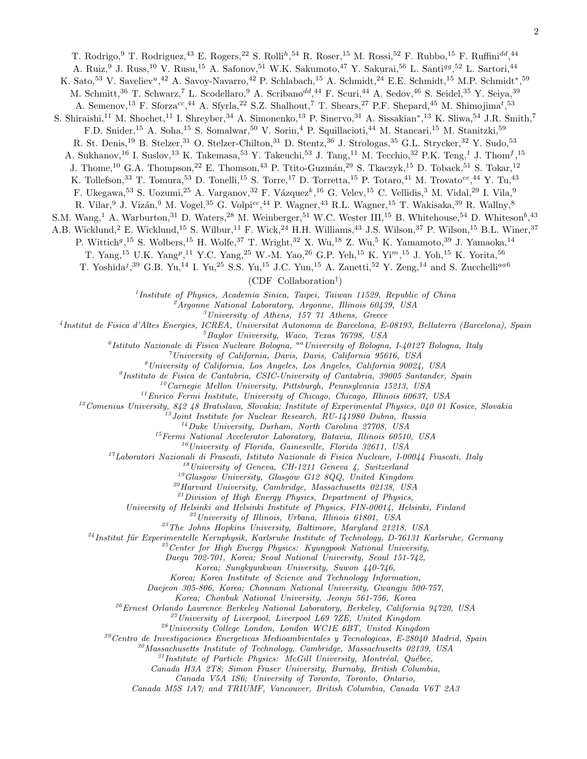T. Rodrigo,[9] T. Rodriguez,[43] E. Rogers,[22] S. Rolli[h],[54] R. Roser,[15] M. Rossi,[52] F. Rubbo,[15] F. Ruffini[dd],[44]
A. Ruiz,[9] J. Russ,[10] V. Rusu,[15] A. Safonov,[51] W.K. Sakumoto,[47] Y. Sakurai,[56] L. Santi[gg],[52] L. Sartori,[44]
K. Sato,[53] V. Saveliev[u],[42] A. Savoy-Navarro,[42] P. Schlabach,[15] A. Schmidt,[24] E.E. Schmidt,[15] M.P. Schmidt[*],[59]
M. Schmitt,[36] T. Schwarz,[7] L. Scodellaro,[9] A. Scribano[dd],[44] F. Scuri,[44] A. Sedov,[46] S. Seidel,[35] Y. Seiya,[39]
A. Semenov,[13] F. Sforza[cc],[44] A. Sfyrla,[22] S.Z. Shalhout,[7] T. Shears,[27] P.F. Shepard,[45] M. Shimojima[t],[53]
S. Shiraishi,[11] M. Shochet,[11] I. Shreyber,[34] A. Simonenko,[13] P. Sinervo,[31] A. Sissakian[*],[13] K. Sliwa,[54] J.R. Smith,[7]
F.D. Snider,[15] A. Soha,[15] S. Somalwar,[50] V. Sorin,[4] P. Squillacioti,[44] M. Stancari,[15] M. Stanitzki,[59]
R. St. Denis,[19] B. Stelzer,[31] O. Stelzer-Chilton,[31] D. Stentz,[36] J. Strologas,[35] G.L. Strycker,[32] Y. Sudo,[53]
A. Sukhanov,[16] I. Suslov,[13] K. Takemasa,[53] Y. Takeuchi,[53] J. Tang,[11] M. Tecchio,[32] P.K. Teng,[1] J. Thom[f],[15]
J. Thome,[10] G.A. Thompson,[22] E. Thomson,[43] P. Ttito-Guzmán,[29] S. Tkaczyk,[15] D. Toback,[51] S. Tokar,[12]
K. Tollefson,[33] T. Tomura,[53] D. Tonelli,[15] S. Torre,[17] D. Torretta,[15] P. Totaro,[41] M. Trovato[ee],[44] Y. Tu,[43]
F. Ukegawa,[53] S. Uozumi,[25] A. Varganov,[32] F. Vázquez[k],[16] G. Velev,[15] C. Vellidis,[3] M. Vidal,[29] I. Vila,[9]
R. Vilar,[9] J. Vizán,[9] M. Vogel,[35] G. Volpi[cc],[44] P. Wagner,[43] R.L. Wagner,[15] T. Wakisaka,[39] R. Wallny,[8]
S.M. Wang,[1] A. Warburton,[31] D. Waters,[28] M. Weinberger,[51] W.C. Wester III,[15] B. Whitehouse,[54] D. Whiteson[b],[43]
A.B. Wicklund,[2] E. Wicklund,[15] S. Wilbur,[11] F. Wick,[24] H.H. Williams,[43] J.S. Wilson,[15] P. Wilson,[15] B.L. Winer,[37]
P. Wittich[g],[15] S. Wolbers,[15] H. Wolfe,[37] T. Wright,[32] X. Wu,[18] Z. Wu,[5] K. Yamamoto,[39] J. Yamaoka,[14]
T. Yang,[15] U.K. Yang[p],[11] Y.C. Yang,[25] W.-M. Yao,[26] G.P. Yeh,[15] K. Yi[m],[15] J. Yoh,[15] K. Yorita,[56]
T. Yoshida[j],[39] G.B. Yu,[14] I. Yu,[25] S.S. Yu,[15] J.C. Yun,[15] A. Zanetti,[52] Y. Zeng,[14] and S. Zucchelli[aa6]

(CDF Collaboration[†])

[1]*Institute of Physics, Academia Sinica, Taipei, Taiwan 11529, Republic of China*
[2]*Argonne National Laboratory, Argonne, Illinois 60439, USA*
[3]*University of Athens, 157 71 Athens, Greece*
[4]*Institut de Fisica d'Altes Energies, ICREA, Universitat Autonoma de Barcelona, E-08193, Bellaterra (Barcelona), Spain*
[5]*Baylor University, Waco, Texas 76798, USA*
[6]*Istituto Nazionale di Fisica Nucleare Bologna, [aa]University of Bologna, I-40127 Bologna, Italy*
[7]*University of California, Davis, Davis, California 95616, USA*
[8]*University of California, Los Angeles, Los Angeles, California 90024, USA*
[9]*Instituto de Fisica de Cantabria, CSIC-University of Cantabria, 39005 Santander, Spain*
[10]*Carnegie Mellon University, Pittsburgh, Pennsylvania 15213, USA*
[11]*Enrico Fermi Institute, University of Chicago, Chicago, Illinois 60637, USA*
[12]*Comenius University, 842 48 Bratislava, Slovakia; Institute of Experimental Physics, 040 01 Kosice, Slovakia*
[13]*Joint Institute for Nuclear Research, RU-141980 Dubna, Russia*
[14]*Duke University, Durham, North Carolina 27708, USA*
[15]*Fermi National Accelerator Laboratory, Batavia, Illinois 60510, USA*
[16]*University of Florida, Gainesville, Florida 32611, USA*
[17]*Laboratori Nazionali di Frascati, Istituto Nazionale di Fisica Nucleare, I-00044 Frascati, Italy*
[18]*University of Geneva, CH-1211 Geneva 4, Switzerland*
[19]*Glasgow University, Glasgow G12 8QQ, United Kingdom*
[20]*Harvard University, Cambridge, Massachusetts 02138, USA*
[21]*Division of High Energy Physics, Department of Physics, University of Helsinki and Helsinki Institute of Physics, FIN-00014, Helsinki, Finland*
[22]*University of Illinois, Urbana, Illinois 61801, USA*
[23]*The Johns Hopkins University, Baltimore, Maryland 21218, USA*
[24]*Institut für Experimentelle Kernphysik, Karlsruhe Institute of Technology, D-76131 Karlsruhe, Germany*
[25]*Center for High Energy Physics: Kyungpook National University, Daegu 702-701, Korea; Seoul National University, Seoul 151-742, Korea; Sungkyunkwan University, Suwon 440-746, Korea; Korea Institute of Science and Technology Information, Daejeon 305-806, Korea; Chonnam National University, Gwangju 500-757, Korea; Chonbuk National University, Jeonju 561-756, Korea*
[26]*Ernest Orlando Lawrence Berkeley National Laboratory, Berkeley, California 94720, USA*
[27]*University of Liverpool, Liverpool L69 7ZE, United Kingdom*
[28]*University College London, London WC1E 6BT, United Kingdom*
[29]*Centro de Investigaciones Energeticas Medioambientales y Tecnologicas, E-28040 Madrid, Spain*
[30]*Massachusetts Institute of Technology, Cambridge, Massachusetts 02139, USA*
[31]*Institute of Particle Physics: McGill University, Montréal, Québec, Canada H3A 2T8; Simon Fraser University, Burnaby, British Columbia, Canada V5A 1S6; University of Toronto, Toronto, Ontario, Canada M5S 1A7; and TRIUMF, Vancouver, British Columbia, Canada V6T 2A3*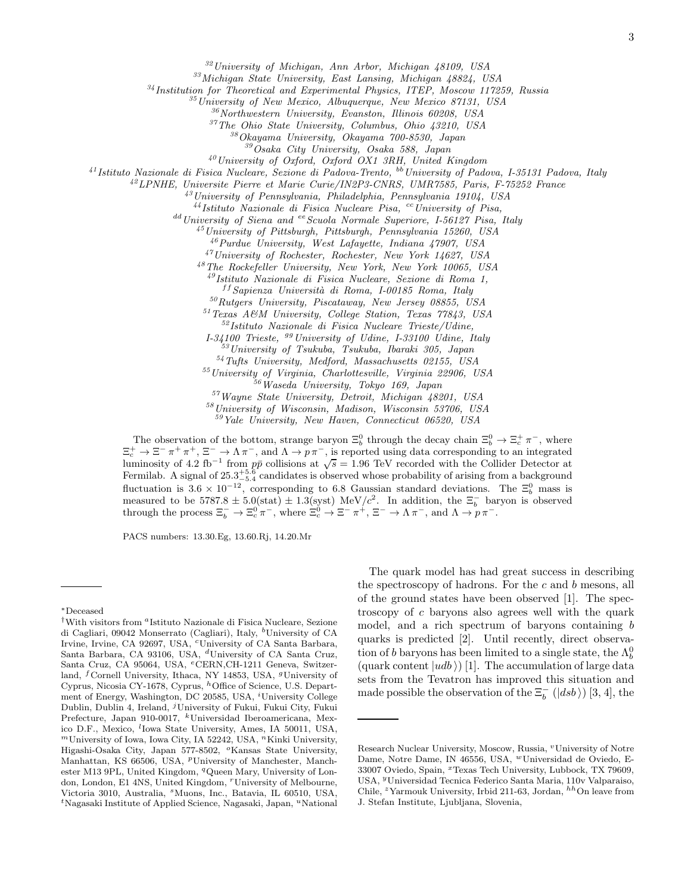[32]University of Michigan, Ann Arbor, Michigan 48109, USA
[33]Michigan State University, East Lansing, Michigan 48824, USA
[34]Institution for Theoretical and Experimental Physics, ITEP, Moscow 117259, Russia
[35]University of New Mexico, Albuquerque, New Mexico 87131, USA
[36]Northwestern University, Evanston, Illinois 60208, USA
[37]The Ohio State University, Columbus, Ohio 43210, USA
[38]Okayama University, Okayama 700-8530, Japan
[39]Osaka City University, Osaka 588, Japan
[40]University of Oxford, Oxford OX1 3RH, United Kingdom
[41]Istituto Nazionale di Fisica Nucleare, Sezione di Padova-Trento, [bb]University of Padova, I-35131 Padova, Italy
[42]LPNHE, Universite Pierre et Marie Curie/IN2P3-CNRS, UMR7585, Paris, F-75252 France
[43]University of Pennsylvania, Philadelphia, Pennsylvania 19104, USA
[44]Istituto Nazionale di Fisica Nucleare Pisa, [cc]University of Pisa,
[dd]University of Siena and [ee]Scuola Normale Superiore, I-56127 Pisa, Italy
[45]University of Pittsburgh, Pittsburgh, Pennsylvania 15260, USA
[46]Purdue University, West Lafayette, Indiana 47907, USA
[47]University of Rochester, Rochester, New York 14627, USA
[48]The Rockefeller University, New York, New York 10065, USA
[49]Istituto Nazionale di Fisica Nucleare, Sezione di Roma 1,
[ff]Sapienza Università di Roma, I-00185 Roma, Italy
[50]Rutgers University, Piscataway, New Jersey 08855, USA
[51]Texas A&M University, College Station, Texas 77843, USA
[52]Istituto Nazionale di Fisica Nucleare Trieste/Udine,
I-34100 Trieste, [gg]University of Udine, I-33100 Udine, Italy
[53]University of Tsukuba, Tsukuba, Ibaraki 305, Japan
[54]Tufts University, Medford, Massachusetts 02155, USA
[55]University of Virginia, Charlottesville, Virginia 22906, USA
[56]Waseda University, Tokyo 169, Japan
[57]Wayne State University, Detroit, Michigan 48201, USA
[58]University of Wisconsin, Madison, Wisconsin 53706, USA
[59]Yale University, New Haven, Connecticut 06520, USA

The observation of the bottom, strange baryon $\Xi_b^0$ through the decay chain $\Xi_b^0 \to \Xi_c^+ \pi^-$, where $\Xi_c^+ \to \Xi^- \pi^+ \pi^+$, $\Xi^- \to \Lambda \pi^-$, and $\Lambda \to p \pi^-$, is reported using data corresponding to an integrated luminosity of 4.2 fb$^{-1}$ from $p\bar{p}$ collisions at $\sqrt{s} = 1.96$ TeV recorded with the Collider Detector at Fermilab. A signal of $25.3^{+5.6}_{-5.4}$ candidates is observed whose probability of arising from a background fluctuation is $3.6 \times 10^{-12}$, corresponding to 6.8 Gaussian standard deviations. The $\Xi_b^0$ mass is measured to be $5787.8 \pm 5.0(\mathrm{stat}) \pm 1.3(\mathrm{syst})$ MeV/$c^2$. In addition, the $\Xi_b^-$ baryon is observed through the process $\Xi_b^- \to \Xi_c^0 \pi^-$, where $\Xi_c^0 \to \Xi^- \pi^+$, $\Xi^- \to \Lambda \pi^-$, and $\Lambda \to p \pi^-$.

PACS numbers: 13.30.Eg, 13.60.Rj, 14.20.Mr

The quark model has had great success in describing the spectroscopy of hadrons. For the $c$ and $b$ mesons, all of the ground states have been observed [1]. The spectroscopy of $c$ baryons also agrees well with the quark model, and a rich spectrum of baryons containing $b$ quarks is predicted [2]. Until recently, direct observation of $b$ baryons has been limited to a single state, the $\Lambda_b^0$ (quark content $|udb\rangle$) [1]. The accumulation of large data sets from the Tevatron has improved this situation and made possible the observation of the $\Xi_b^-$ ($|dsb\rangle$) [3, 4], the

*Deceased

†With visitors from [a]Istituto Nazionale di Fisica Nucleare, Sezione di Cagliari, 09042 Monserrato (Cagliari), Italy, [b]University of CA Irvine, Irvine, CA 92697, USA, [c]University of CA Santa Barbara, Santa Barbara, CA 93106, USA, [d]University of CA Santa Cruz, Santa Cruz, CA 95064, USA, [e]CERN,CH-1211 Geneva, Switzerland, [f]Cornell University, Ithaca, NY 14853, USA, [g]University of Cyprus, Nicosia CY-1678, Cyprus, [h]Office of Science, U.S. Department of Energy, Washington, DC 20585, USA, [i]University College Dublin, Dublin 4, Ireland, [j]University of Fukui, Fukui City, Fukui Prefecture, Japan 910-0017, [k]Universidad Iberoamericana, Mexico D.F., Mexico, [l]Iowa State University, Ames, IA 50011, USA, [m]University of Iowa, Iowa City, IA 52242, USA, [n]Kinki University, Higashi-Osaka City, Japan 577-8502, [o]Kansas State University, Manhattan, KS 66506, USA, [p]University of Manchester, Manchester M13 9PL, United Kingdom, [q]Queen Mary, University of London, London, E1 4NS, United Kingdom, [r]University of Melbourne, Victoria 3010, Australia, [s]Muons, Inc., Batavia, IL 60510, USA, [t]Nagasaki Institute of Applied Science, Nagasaki, Japan, [u]National Research Nuclear University, Moscow, Russia, [v]University of Notre Dame, Notre Dame, IN 46556, USA, [w]Universidad de Oviedo, E-33007 Oviedo, Spain, [x]Texas Tech University, Lubbock, TX 79609, USA, [y]Universidad Tecnica Federico Santa Maria, 110v Valparaiso, Chile, [z]Yarmouk University, Irbid 211-63, Jordan, [hh]On leave from J. Stefan Institute, Ljubljana, Slovenia,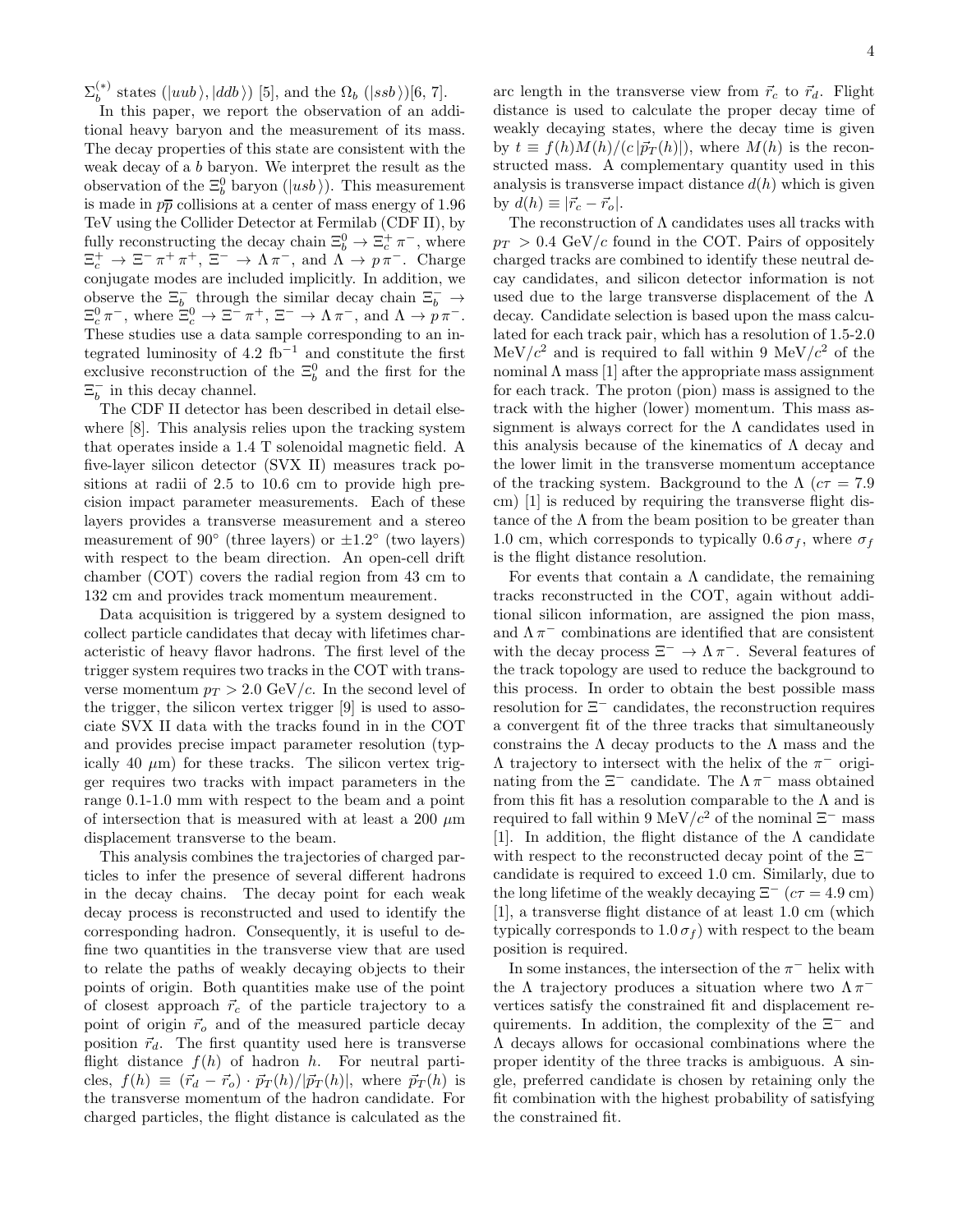$\Sigma_b^{(*)}$ states ($|uub\rangle, |ddb\rangle$) [5], and the $\Omega_b$ ($|ssb\rangle$)[6, 7].

In this paper, we report the observation of an additional heavy baryon and the measurement of its mass. The decay properties of this state are consistent with the weak decay of a $b$ baryon. We interpret the result as the observation of the $\Xi_b^0$ baryon ($|usb\rangle$). This measurement is made in $p\overline{p}$ collisions at a center of mass energy of 1.96 TeV using the Collider Detector at Fermilab (CDF II), by fully reconstructing the decay chain $\Xi_b^0 \rightarrow \Xi_c^+ \pi^-$, where $\Xi_c^+ \rightarrow \Xi^- \pi^+ \pi^+$, $\Xi^- \rightarrow \Lambda \pi^-$, and $\Lambda \rightarrow p \pi^-$. Charge conjugate modes are included implicitly. In addition, we observe the $\Xi_b^-$ through the similar decay chain $\Xi_b^- \rightarrow \Xi_c^0 \pi^-$, where $\Xi_c^0 \rightarrow \Xi^- \pi^+$, $\Xi^- \rightarrow \Lambda \pi^-$, and $\Lambda \rightarrow p \pi^-$. These studies use a data sample corresponding to an integrated luminosity of 4.2 fb$^{-1}$ and constitute the first exclusive reconstruction of the $\Xi_b^0$ and the first for the $\Xi_b^-$ in this decay channel.

The CDF II detector has been described in detail elsewhere [8]. This analysis relies upon the tracking system that operates inside a 1.4 T solenoidal magnetic field. A five-layer silicon detector (SVX II) measures track positions at radii of 2.5 to 10.6 cm to provide high precision impact parameter measurements. Each of these layers provides a transverse measurement and a stereo measurement of 90° (three layers) or ±1.2° (two layers) with respect to the beam direction. An open-cell drift chamber (COT) covers the radial region from 43 cm to 132 cm and provides track momentum meaurement.

Data acquisition is triggered by a system designed to collect particle candidates that decay with lifetimes characteristic of heavy flavor hadrons. The first level of the trigger system requires two tracks in the COT with transverse momentum $p_T > 2.0$ GeV/$c$. In the second level of the trigger, the silicon vertex trigger [9] is used to associate SVX II data with the tracks found in in the COT and provides precise impact parameter resolution (typically 40 $\mu$m) for these tracks. The silicon vertex trigger requires two tracks with impact parameters in the range 0.1-1.0 mm with respect to the beam and a point of intersection that is measured with at least a 200 $\mu$m displacement transverse to the beam.

This analysis combines the trajectories of charged particles to infer the presence of several different hadrons in the decay chains. The decay point for each weak decay process is reconstructed and used to identify the corresponding hadron. Consequently, it is useful to define two quantities in the transverse view that are used to relate the paths of weakly decaying objects to their points of origin. Both quantities make use of the point of closest approach $\vec{r}_c$ of the particle trajectory to a point of origin $\vec{r}_o$ and of the measured particle decay position $\vec{r}_d$. The first quantity used here is transverse flight distance $f(h)$ of hadron $h$. For neutral particles, $f(h) \equiv (\vec{r}_d - \vec{r}_o) \cdot \vec{p}_T(h)/|\vec{p}_T(h)|$, where $\vec{p}_T(h)$ is the transverse momentum of the hadron candidate. For charged particles, the flight distance is calculated as the arc length in the transverse view from $\vec{r}_c$ to $\vec{r}_d$. Flight distance is used to calculate the proper decay time of weakly decaying states, where the decay time is given by $t \equiv f(h)M(h)/(c\,|\vec{p}_T(h)|)$, where $M(h)$ is the reconstructed mass. A complementary quantity used in this analysis is transverse impact distance $d(h)$ which is given by $d(h) \equiv |\vec{r}_c - \vec{r}_o|$.

The reconstruction of $\Lambda$ candidates uses all tracks with $p_T > 0.4$ GeV/$c$ found in the COT. Pairs of oppositely charged tracks are combined to identify these neutral decay candidates, and silicon detector information is not used due to the large transverse displacement of the $\Lambda$ decay. Candidate selection is based upon the mass calculated for each track pair, which has a resolution of 1.5-2.0 MeV/$c^2$ and is required to fall within 9 MeV/$c^2$ of the nominal $\Lambda$ mass [1] after the appropriate mass assignment for each track. The proton (pion) mass is assigned to the track with the higher (lower) momentum. This mass assignment is always correct for the $\Lambda$ candidates used in this analysis because of the kinematics of $\Lambda$ decay and the lower limit in the transverse momentum acceptance of the tracking system. Background to the $\Lambda$ ($c\tau = 7.9$ cm) [1] is reduced by requiring the transverse flight distance of the $\Lambda$ from the beam position to be greater than 1.0 cm, which corresponds to typically $0.6\,\sigma_f$, where $\sigma_f$ is the flight distance resolution.

For events that contain a $\Lambda$ candidate, the remaining tracks reconstructed in the COT, again without additional silicon information, are assigned the pion mass, and $\Lambda \pi^-$ combinations are identified that are consistent with the decay process $\Xi^- \rightarrow \Lambda \pi^-$. Several features of the track topology are used to reduce the background to this process. In order to obtain the best possible mass resolution for $\Xi^-$ candidates, the reconstruction requires a convergent fit of the three tracks that simultaneously constrains the $\Lambda$ decay products to the $\Lambda$ mass and the $\Lambda$ trajectory to intersect with the helix of the $\pi^-$ originating from the $\Xi^-$ candidate. The $\Lambda \pi^-$ mass obtained from this fit has a resolution comparable to the $\Lambda$ and is required to fall within 9 MeV/$c^2$ of the nominal $\Xi^-$ mass [1]. In addition, the flight distance of the $\Lambda$ candidate with respect to the reconstructed decay point of the $\Xi^-$ candidate is required to exceed 1.0 cm. Similarly, due to the long lifetime of the weakly decaying $\Xi^-$ ($c\tau = 4.9$ cm) [1], a transverse flight distance of at least 1.0 cm (which typically corresponds to $1.0\,\sigma_f$) with respect to the beam position is required.

In some instances, the intersection of the $\pi^-$ helix with the $\Lambda$ trajectory produces a situation where two $\Lambda \pi^-$ vertices satisfy the constrained fit and displacement requirements. In addition, the complexity of the $\Xi^-$ and $\Lambda$ decays allows for occasional combinations where the proper identity of the three tracks is ambiguous. A single, preferred candidate is chosen by retaining only the fit combination with the highest probability of satisfying the constrained fit.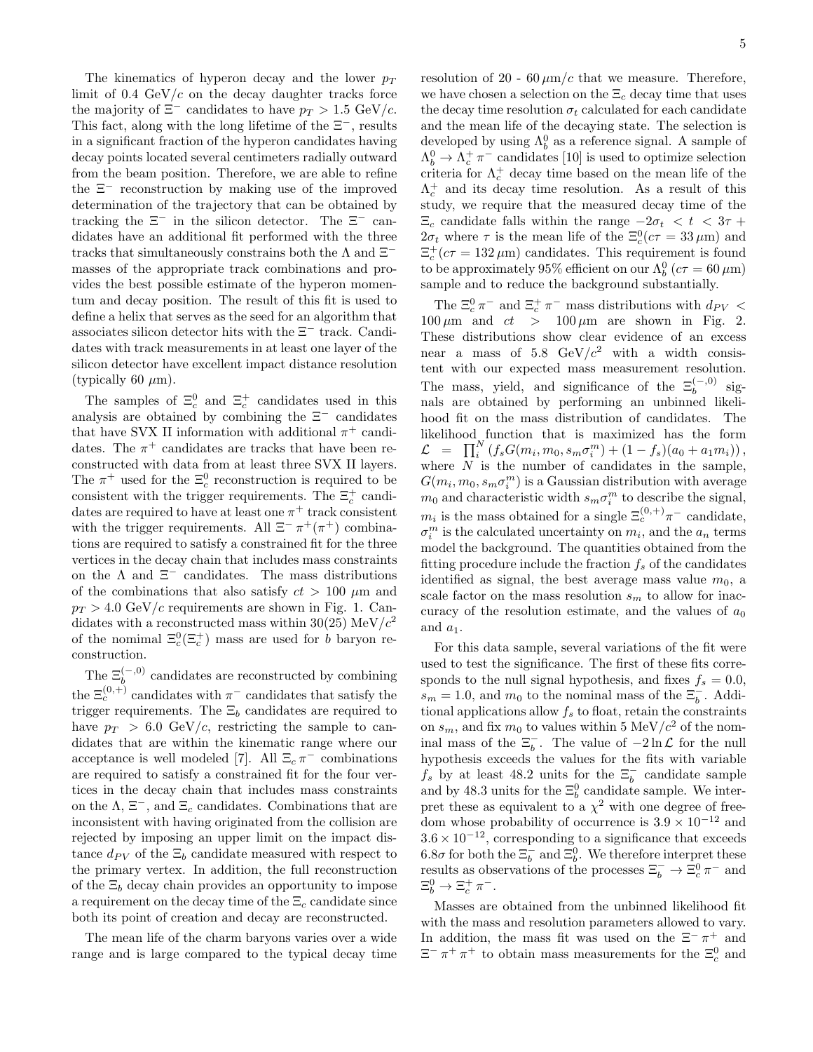The kinematics of hyperon decay and the lower $p_T$ limit of 0.4 GeV/$c$ on the decay daughter tracks force the majority of $\Xi^-$ candidates to have $p_T > 1.5$ GeV/$c$. This fact, along with the long lifetime of the $\Xi^-$, results in a significant fraction of the hyperon candidates having decay points located several centimeters radially outward from the beam position. Therefore, we are able to refine the $\Xi^-$ reconstruction by making use of the improved determination of the trajectory that can be obtained by tracking the $\Xi^-$ in the silicon detector. The $\Xi^-$ candidates have an additional fit performed with the three tracks that simultaneously constrains both the $\Lambda$ and $\Xi^-$ masses of the appropriate track combinations and provides the best possible estimate of the hyperon momentum and decay position. The result of this fit is used to define a helix that serves as the seed for an algorithm that associates silicon detector hits with the $\Xi^-$ track. Candidates with track measurements in at least one layer of the silicon detector have excellent impact distance resolution (typically 60 $\mu$m).

The samples of $\Xi_c^0$ and $\Xi_c^+$ candidates used in this analysis are obtained by combining the $\Xi^-$ candidates that have SVX II information with additional $\pi^+$ candidates. The $\pi^+$ candidates are tracks that have been reconstructed with data from at least three SVX II layers. The $\pi^+$ used for the $\Xi_c^0$ reconstruction is required to be consistent with the trigger requirements. The $\Xi_c^+$ candidates are required to have at least one $\pi^+$ track consistent with the trigger requirements. All $\Xi^-\,\pi^+(\pi^+)$ combinations are required to satisfy a constrained fit for the three vertices in the decay chain that includes mass constraints on the $\Lambda$ and $\Xi^-$ candidates. The mass distributions of the combinations that also satisfy $ct > 100$ $\mu$m and $p_T > 4.0$ GeV/$c$ requirements are shown in Fig. 1. Candidates with a reconstructed mass within 30(25) MeV/$c^2$ of the nomimal $\Xi_c^0(\Xi_c^+)$ mass are used for $b$ baryon reconstruction.

The $\Xi_b^{(-,0)}$ candidates are reconstructed by combining the $\Xi_c^{(0,+)}$ candidates with $\pi^-$ candidates that satisfy the trigger requirements. The $\Xi_b$ candidates are required to have $p_T > 6.0$ GeV/$c$, restricting the sample to candidates that are within the kinematic range where our acceptance is well modeled [7]. All $\Xi_c\,\pi^-$ combinations are required to satisfy a constrained fit for the four vertices in the decay chain that includes mass constraints on the $\Lambda$, $\Xi^-$, and $\Xi_c$ candidates. Combinations that are inconsistent with having originated from the collision are rejected by imposing an upper limit on the impact distance $d_{PV}$ of the $\Xi_b$ candidate measured with respect to the primary vertex. In addition, the full reconstruction of the $\Xi_b$ decay chain provides an opportunity to impose a requirement on the decay time of the $\Xi_c$ candidate since both its point of creation and decay are reconstructed.

The mean life of the charm baryons varies over a wide range and is large compared to the typical decay time resolution of 20 - 60 $\mu$m/$c$ that we measure. Therefore, we have chosen a selection on the $\Xi_c$ decay time that uses the decay time resolution $\sigma_t$ calculated for each candidate and the mean life of the decaying state. The selection is developed by using $\Lambda_b^0$ as a reference signal. A sample of $\Lambda_b^0 \to \Lambda_c^+\,\pi^-$ candidates [10] is used to optimize selection criteria for $\Lambda_c^+$ decay time based on the mean life of the $\Lambda_c^+$ and its decay time resolution. As a result of this study, we require that the measured decay time of the $\Xi_c$ candidate falls within the range $-2\sigma_t < t < 3\tau + 2\sigma_t$ where $\tau$ is the mean life of the $\Xi_c^0(c\tau = 33\,\mu\text{m})$ and $\Xi_c^+(c\tau = 132\,\mu\text{m})$ candidates. This requirement is found to be approximately 95% efficient on our $\Lambda_b^0$ ($c\tau = 60\,\mu$m) sample and to reduce the background substantially.

The $\Xi_c^0\,\pi^-$ and $\Xi_c^+\,\pi^-$ mass distributions with $d_{PV} < 100\,\mu$m and $ct > 100\,\mu$m are shown in Fig. 2. These distributions show clear evidence of an excess near a mass of 5.8 GeV/$c^2$ with a width consistent with our expected mass measurement resolution. The mass, yield, and significance of the $\Xi_b^{(-,0)}$ signals are obtained by performing an unbinned likelihood fit on the mass distribution of candidates. The likelihood function that is maximized has the form $\mathcal{L} = \prod_i^N \left(f_s G(m_i, m_0, s_m\sigma_i^m) + (1-f_s)(a_0 + a_1 m_i)\right)$, where $N$ is the number of candidates in the sample, $G(m_i, m_0, s_m\sigma_i^m)$ is a Gaussian distribution with average $m_0$ and characteristic width $s_m\sigma_i^m$ to describe the signal, $m_i$ is the mass obtained for a single $\Xi_c^{(0,+)}\pi^-$ candidate, $\sigma_i^m$ is the calculated uncertainty on $m_i$, and the $a_n$ terms model the background. The quantities obtained from the fitting procedure include the fraction $f_s$ of the candidates identified as signal, the best average mass value $m_0$, a scale factor on the mass resolution $s_m$ to allow for inaccuracy of the resolution estimate, and the values of $a_0$ and $a_1$.

For this data sample, several variations of the fit were used to test the significance. The first of these fits corresponds to the null signal hypothesis, and fixes $f_s = 0.0$, $s_m = 1.0$, and $m_0$ to the nominal mass of the $\Xi_b^-$. Additional applications allow $f_s$ to float, retain the constraints on $s_m$, and fix $m_0$ to values within 5 MeV/$c^2$ of the nominal mass of the $\Xi_b^-$. The value of $-2\ln\mathcal{L}$ for the null hypothesis exceeds the values for the fits with variable $f_s$ by at least 48.2 units for the $\Xi_b^-$ candidate sample and by 48.3 units for the $\Xi_b^0$ candidate sample. We interpret these as equivalent to a $\chi^2$ with one degree of freedom whose probability of occurrence is $3.9\times10^{-12}$ and $3.6\times10^{-12}$, corresponding to a significance that exceeds $6.8\sigma$ for both the $\Xi_b^-$ and $\Xi_b^0$. We therefore interpret these results as observations of the processes $\Xi_b^- \to \Xi_c^0\,\pi^-$ and $\Xi_b^0 \to \Xi_c^+\,\pi^-$.

Masses are obtained from the unbinned likelihood fit with the mass and resolution parameters allowed to vary. In addition, the mass fit was used on the $\Xi^-\,\pi^+$ and $\Xi^-\,\pi^+\,\pi^+$ to obtain mass measurements for the $\Xi_c^0$ and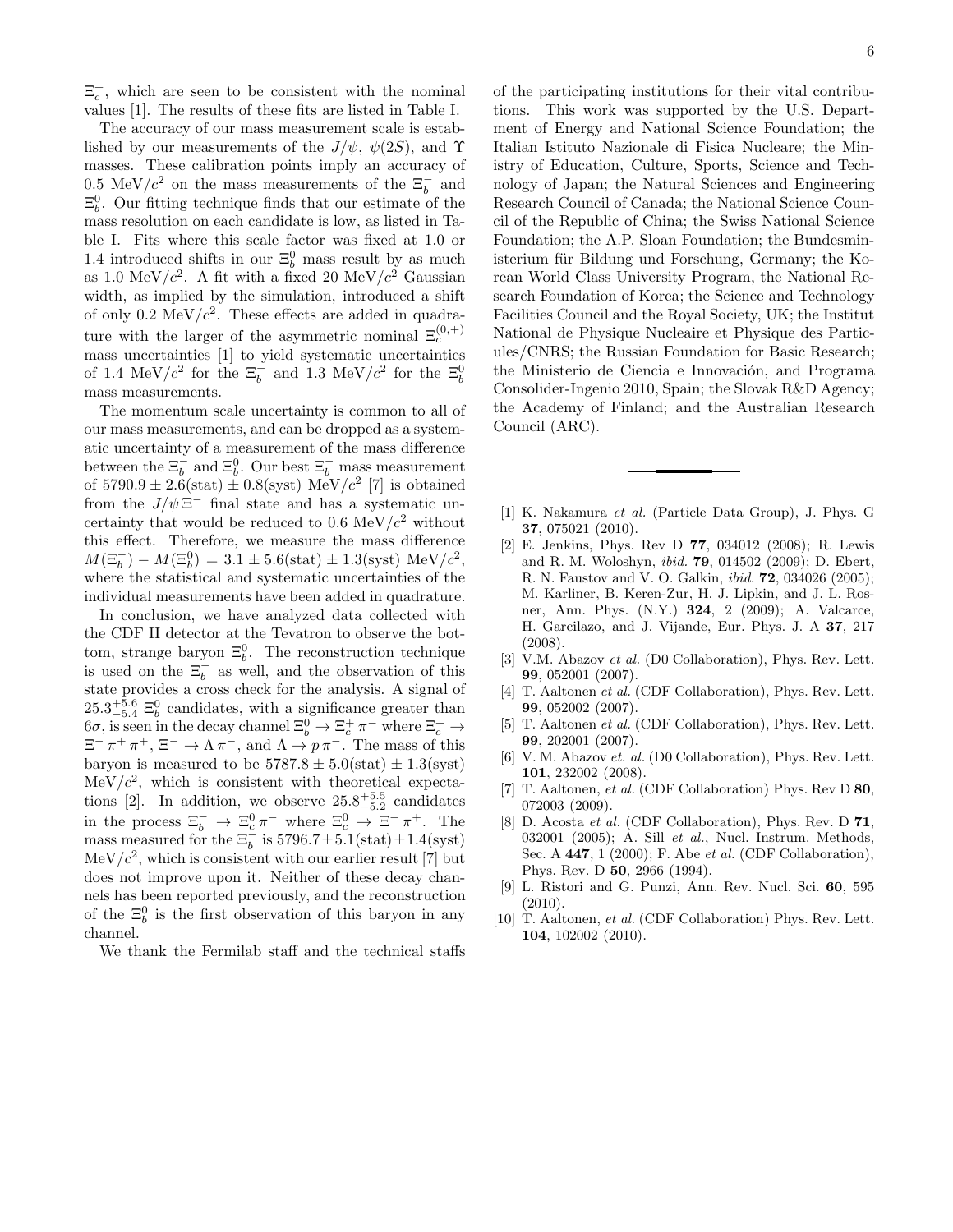$\Xi_c^+$, which are seen to be consistent with the nominal values [1]. The results of these fits are listed in Table I.

The accuracy of our mass measurement scale is established by our measurements of the $J/\psi$, $\psi(2S)$, and $\Upsilon$ masses. These calibration points imply an accuracy of 0.5 MeV/$c^2$ on the mass measurements of the $\Xi_b^-$ and $\Xi_b^0$. Our fitting technique finds that our estimate of the mass resolution on each candidate is low, as listed in Table I. Fits where this scale factor was fixed at 1.0 or 1.4 introduced shifts in our $\Xi_b^0$ mass result by as much as 1.0 MeV/$c^2$. A fit with a fixed 20 MeV/$c^2$ Gaussian width, as implied by the simulation, introduced a shift of only 0.2 MeV/$c^2$. These effects are added in quadrature with the larger of the asymmetric nominal $\Xi_c^{(0,+)}$ mass uncertainties [1] to yield systematic uncertainties of 1.4 MeV/$c^2$ for the $\Xi_b^-$ and 1.3 MeV/$c^2$ for the $\Xi_b^0$ mass measurements.

The momentum scale uncertainty is common to all of our mass measurements, and can be dropped as a systematic uncertainty of a measurement of the mass difference between the $\Xi_b^-$ and $\Xi_b^0$. Our best $\Xi_b^-$ mass measurement of $5790.9 \pm 2.6(\text{stat}) \pm 0.8(\text{syst})$ MeV/$c^2$ [7] is obtained from the $J/\psi\,\Xi^-$ final state and has a systematic uncertainty that would be reduced to 0.6 MeV/$c^2$ without this effect. Therefore, we measure the mass difference $M(\Xi_b^-) - M(\Xi_b^0) = 3.1 \pm 5.6(\text{stat}) \pm 1.3(\text{syst})$ MeV/$c^2$, where the statistical and systematic uncertainties of the individual measurements have been added in quadrature.

In conclusion, we have analyzed data collected with the CDF II detector at the Tevatron to observe the bottom, strange baryon $\Xi_b^0$. The reconstruction technique is used on the $\Xi_b^-$ as well, and the observation of this state provides a cross check for the analysis. A signal of $25.3^{+5.6}_{-5.4}$ $\Xi_b^0$ candidates, with a significance greater than $6\sigma$, is seen in the decay channel $\Xi_b^0 \to \Xi_c^+\,\pi^-$ where $\Xi_c^+ \to \Xi^-\,\pi^+\,\pi^+$, $\Xi^- \to \Lambda\,\pi^-$, and $\Lambda \to p\,\pi^-$. The mass of this baryon is measured to be $5787.8 \pm 5.0(\text{stat}) \pm 1.3(\text{syst})$ MeV/$c^2$, which is consistent with theoretical expectations [2]. In addition, we observe $25.8^{+5.5}_{-5.2}$ candidates in the process $\Xi_b^- \to \Xi_c^0\,\pi^-$ where $\Xi_c^0 \to \Xi^-\,\pi^+$. The mass measured for the $\Xi_b^-$ is $5796.7 \pm 5.1(\text{stat}) \pm 1.4(\text{syst})$ MeV/$c^2$, which is consistent with our earlier result [7] but does not improve upon it. Neither of these decay channels has been reported previously, and the reconstruction of the $\Xi_b^0$ is the first observation of this baryon in any channel.

We thank the Fermilab staff and the technical staffs of the participating institutions for their vital contributions. This work was supported by the U.S. Department of Energy and National Science Foundation; the Italian Istituto Nazionale di Fisica Nucleare; the Ministry of Education, Culture, Sports, Science and Technology of Japan; the Natural Sciences and Engineering Research Council of Canada; the National Science Council of the Republic of China; the Swiss National Science Foundation; the A.P. Sloan Foundation; the Bundesministerium für Bildung und Forschung, Germany; the Korean World Class University Program, the National Research Foundation of Korea; the Science and Technology Facilities Council and the Royal Society, UK; the Institut National de Physique Nucleaire et Physique des Particules/CNRS; the Russian Foundation for Basic Research; the Ministerio de Ciencia e Innovación, and Programa Consolider-Ingenio 2010, Spain; the Slovak R&D Agency; the Academy of Finland; and the Australian Research Council (ARC).

---

[1] K. Nakamura *et al.* (Particle Data Group), J. Phys. G **37**, 075021 (2010).

[2] E. Jenkins, Phys. Rev D **77**, 034012 (2008); R. Lewis and R. M. Woloshyn, *ibid.* **79**, 014502 (2009); D. Ebert, R. N. Faustov and V. O. Galkin, *ibid.* **72**, 034026 (2005); M. Karliner, B. Keren-Zur, H. J. Lipkin, and J. L. Rosner, Ann. Phys. (N.Y.) **324**, 2 (2009); A. Valcarce, H. Garcilazo, and J. Vijande, Eur. Phys. J. A **37**, 217 (2008).

[3] V.M. Abazov *et al.* (D0 Collaboration), Phys. Rev. Lett. **99**, 052001 (2007).

[4] T. Aaltonen *et al.* (CDF Collaboration), Phys. Rev. Lett. **99**, 052002 (2007).

[5] T. Aaltonen *et al.* (CDF Collaboration), Phys. Rev. Lett. **99**, 202001 (2007).

[6] V. M. Abazov *et. al.* (D0 Collaboration), Phys. Rev. Lett. **101**, 232002 (2008).

[7] T. Aaltonen, *et al.* (CDF Collaboration) Phys. Rev D **80**, 072003 (2009).

[8] D. Acosta *et al.* (CDF Collaboration), Phys. Rev. D **71**, 032001 (2005); A. Sill *et al.*, Nucl. Instrum. Methods, Sec. A **447**, 1 (2000); F. Abe *et al.* (CDF Collaboration), Phys. Rev. D **50**, 2966 (1994).

[9] L. Ristori and G. Punzi, Ann. Rev. Nucl. Sci. **60**, 595 (2010).

[10] T. Aaltonen, *et al.* (CDF Collaboration) Phys. Rev. Lett. **104**, 102002 (2010).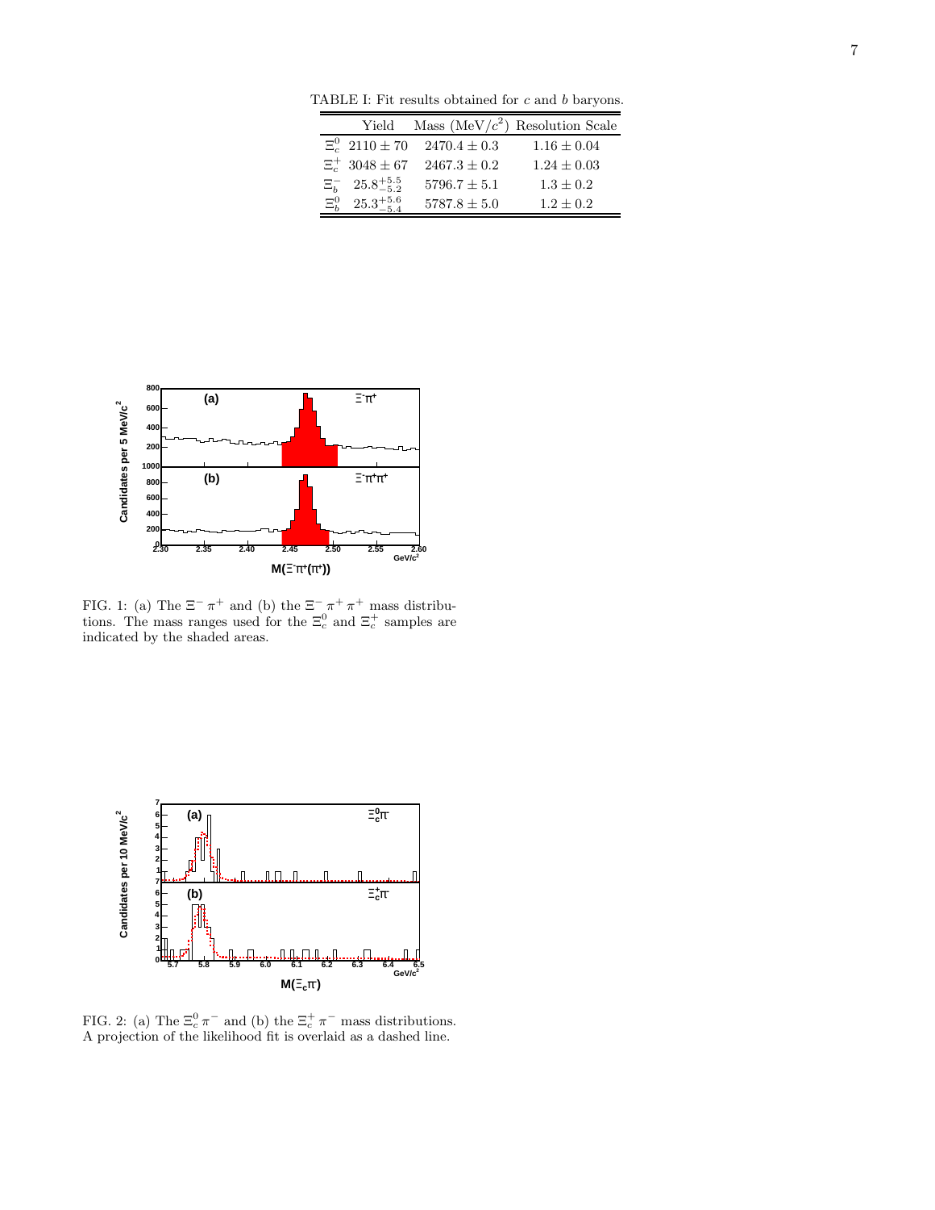TABLE I: Fit results obtained for $c$ and $b$ baryons.

| | Yield | Mass (MeV/$c^2$) | Resolution Scale |
|---|---|---|---|
| $\Xi_c^0$ | $2110 \pm 70$ | $2470.4 \pm 0.3$ | $1.16 \pm 0.04$ |
| $\Xi_c^+$ | $3048 \pm 67$ | $2467.3 \pm 0.2$ | $1.24 \pm 0.03$ |
| $\Xi_b^-$ | $25.8^{+5.5}_{-5.2}$ | $5796.7 \pm 5.1$ | $1.3 \pm 0.2$ |
| $\Xi_b^0$ | $25.3^{+5.6}_{-5.4}$ | $5787.8 \pm 5.0$ | $1.2 \pm 0.2$ |

(a) $\Xi^-\pi^+$
(b) $\Xi^-\pi^+\pi^+$
Candidates per 5 MeV/c²
M($\Xi^-\pi^+(\pi^+)$) GeV/c²

FIG. 1: (a) The $\Xi^-\pi^+$ and (b) the $\Xi^-\pi^+\pi^+$ mass distributions. The mass ranges used for the $\Xi_c^0$ and $\Xi_c^+$ samples are indicated by the shaded areas.

(a) $\Xi_c^0\pi$
(b) $\Xi_c^+\pi$
Candidates per 10 MeV/c²
M($\Xi_c\pi$) GeV/c²

FIG. 2: (a) The $\Xi_c^0\pi^-$ and (b) the $\Xi_c^+\pi^-$ mass distributions. A projection of the likelihood fit is overlaid as a dashed line.